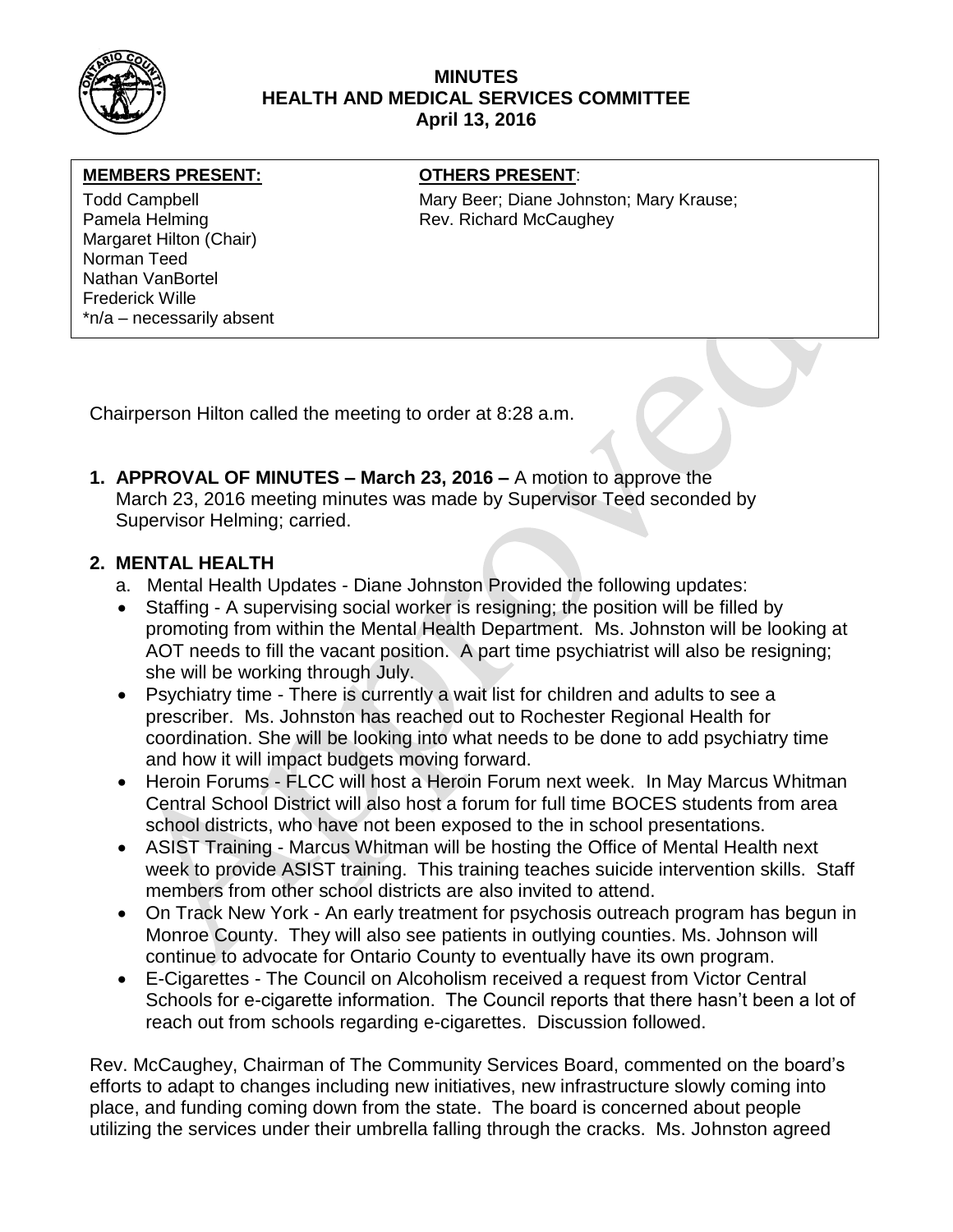# MINUTES
## HEALTH AND MEDICAL SERVICES COMMITTEE
### April 13, 2016

| **MEMBERS PRESENT:** | **OTHERS PRESENT**: |
|---|---|
| Todd Campbell<br>Pamela Helming<br>Margaret Hilton (Chair)<br>Norman Teed<br>Nathan VanBortel<br>Frederick Wille<br>*n/a – necessarily absent | Mary Beer; Diane Johnston; Mary Krause;<br>Rev. Richard McCaughey |

Chairperson Hilton called the meeting to order at 8:28 a.m.

**1. APPROVAL OF MINUTES – March 23, 2016 –** A motion to approve the March 23, 2016 meeting minutes was made by Supervisor Teed seconded by Supervisor Helming; carried.

**2. MENTAL HEALTH**

a. Mental Health Updates - Diane Johnston Provided the following updates:

- Staffing - A supervising social worker is resigning; the position will be filled by promoting from within the Mental Health Department. Ms. Johnston will be looking at AOT needs to fill the vacant position. A part time psychiatrist will also be resigning; she will be working through July.
- Psychiatry time - There is currently a wait list for children and adults to see a prescriber. Ms. Johnston has reached out to Rochester Regional Health for coordination. She will be looking into what needs to be done to add psychiatry time and how it will impact budgets moving forward.
- Heroin Forums - FLCC will host a Heroin Forum next week. In May Marcus Whitman Central School District will also host a forum for full time BOCES students from area school districts, who have not been exposed to the in school presentations.
- ASIST Training - Marcus Whitman will be hosting the Office of Mental Health next week to provide ASIST training. This training teaches suicide intervention skills. Staff members from other school districts are also invited to attend.
- On Track New York - An early treatment for psychosis outreach program has begun in Monroe County. They will also see patients in outlying counties. Ms. Johnson will continue to advocate for Ontario County to eventually have its own program.
- E-Cigarettes - The Council on Alcoholism received a request from Victor Central Schools for e-cigarette information. The Council reports that there hasn't been a lot of reach out from schools regarding e-cigarettes. Discussion followed.

Rev. McCaughey, Chairman of The Community Services Board, commented on the board's efforts to adapt to changes including new initiatives, new infrastructure slowly coming into place, and funding coming down from the state. The board is concerned about people utilizing the services under their umbrella falling through the cracks. Ms. Johnston agreed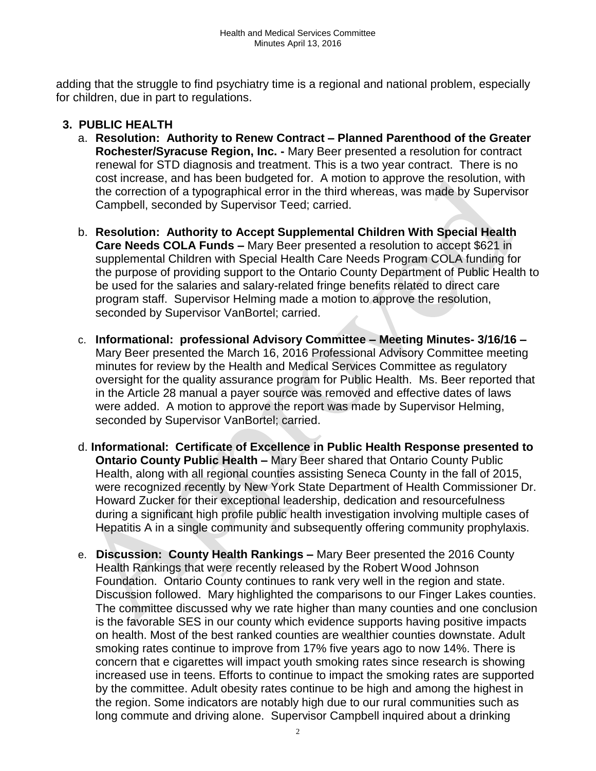adding that the struggle to find psychiatry time is a regional and national problem, especially for children, due in part to regulations.

**3. PUBLIC HEALTH**

a. **Resolution: Authority to Renew Contract – Planned Parenthood of the Greater Rochester/Syracuse Region, Inc. -** Mary Beer presented a resolution for contract renewal for STD diagnosis and treatment. This is a two year contract. There is no cost increase, and has been budgeted for. A motion to approve the resolution, with the correction of a typographical error in the third whereas, was made by Supervisor Campbell, seconded by Supervisor Teed; carried.

b. **Resolution: Authority to Accept Supplemental Children With Special Health Care Needs COLA Funds –** Mary Beer presented a resolution to accept $621 in supplemental Children with Special Health Care Needs Program COLA funding for the purpose of providing support to the Ontario County Department of Public Health to be used for the salaries and salary-related fringe benefits related to direct care program staff. Supervisor Helming made a motion to approve the resolution, seconded by Supervisor VanBortel; carried.

c. **Informational: professional Advisory Committee – Meeting Minutes- 3/16/16 –** Mary Beer presented the March 16, 2016 Professional Advisory Committee meeting minutes for review by the Health and Medical Services Committee as regulatory oversight for the quality assurance program for Public Health. Ms. Beer reported that in the Article 28 manual a payer source was removed and effective dates of laws were added. A motion to approve the report was made by Supervisor Helming, seconded by Supervisor VanBortel; carried.

d. **Informational: Certificate of Excellence in Public Health Response presented to Ontario County Public Health –** Mary Beer shared that Ontario County Public Health, along with all regional counties assisting Seneca County in the fall of 2015, were recognized recently by New York State Department of Health Commissioner Dr. Howard Zucker for their exceptional leadership, dedication and resourcefulness during a significant high profile public health investigation involving multiple cases of Hepatitis A in a single community and subsequently offering community prophylaxis.

e. **Discussion: County Health Rankings –** Mary Beer presented the 2016 County Health Rankings that were recently released by the Robert Wood Johnson Foundation. Ontario County continues to rank very well in the region and state. Discussion followed. Mary highlighted the comparisons to our Finger Lakes counties. The committee discussed why we rate higher than many counties and one conclusion is the favorable SES in our county which evidence supports having positive impacts on health. Most of the best ranked counties are wealthier counties downstate. Adult smoking rates continue to improve from 17% five years ago to now 14%. There is concern that e cigarettes will impact youth smoking rates since research is showing increased use in teens. Efforts to continue to impact the smoking rates are supported by the committee. Adult obesity rates continue to be high and among the highest in the region. Some indicators are notably high due to our rural communities such as long commute and driving alone. Supervisor Campbell inquired about a drinking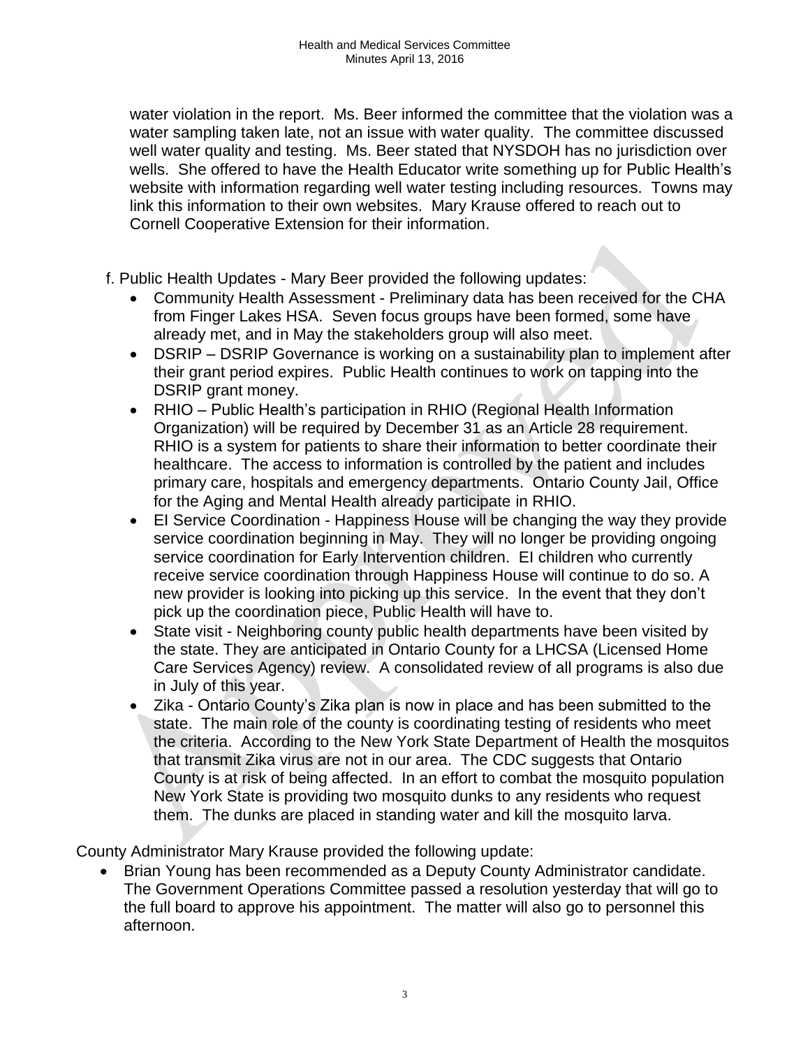water violation in the report. Ms. Beer informed the committee that the violation was a water sampling taken late, not an issue with water quality. The committee discussed well water quality and testing. Ms. Beer stated that NYSDOH has no jurisdiction over wells. She offered to have the Health Educator write something up for Public Health's website with information regarding well water testing including resources. Towns may link this information to their own websites. Mary Krause offered to reach out to Cornell Cooperative Extension for their information.

f. Public Health Updates - Mary Beer provided the following updates:

- Community Health Assessment - Preliminary data has been received for the CHA from Finger Lakes HSA. Seven focus groups have been formed, some have already met, and in May the stakeholders group will also meet.
- DSRIP – DSRIP Governance is working on a sustainability plan to implement after their grant period expires. Public Health continues to work on tapping into the DSRIP grant money.
- RHIO – Public Health's participation in RHIO (Regional Health Information Organization) will be required by December 31 as an Article 28 requirement. RHIO is a system for patients to share their information to better coordinate their healthcare. The access to information is controlled by the patient and includes primary care, hospitals and emergency departments. Ontario County Jail, Office for the Aging and Mental Health already participate in RHIO.
- EI Service Coordination - Happiness House will be changing the way they provide service coordination beginning in May. They will no longer be providing ongoing service coordination for Early Intervention children. EI children who currently receive service coordination through Happiness House will continue to do so. A new provider is looking into picking up this service. In the event that they don't pick up the coordination piece, Public Health will have to.
- State visit - Neighboring county public health departments have been visited by the state. They are anticipated in Ontario County for a LHCSA (Licensed Home Care Services Agency) review. A consolidated review of all programs is also due in July of this year.
- Zika - Ontario County's Zika plan is now in place and has been submitted to the state. The main role of the county is coordinating testing of residents who meet the criteria. According to the New York State Department of Health the mosquitos that transmit Zika virus are not in our area. The CDC suggests that Ontario County is at risk of being affected. In an effort to combat the mosquito population New York State is providing two mosquito dunks to any residents who request them. The dunks are placed in standing water and kill the mosquito larva.

County Administrator Mary Krause provided the following update:

- Brian Young has been recommended as a Deputy County Administrator candidate. The Government Operations Committee passed a resolution yesterday that will go to the full board to approve his appointment. The matter will also go to personnel this afternoon.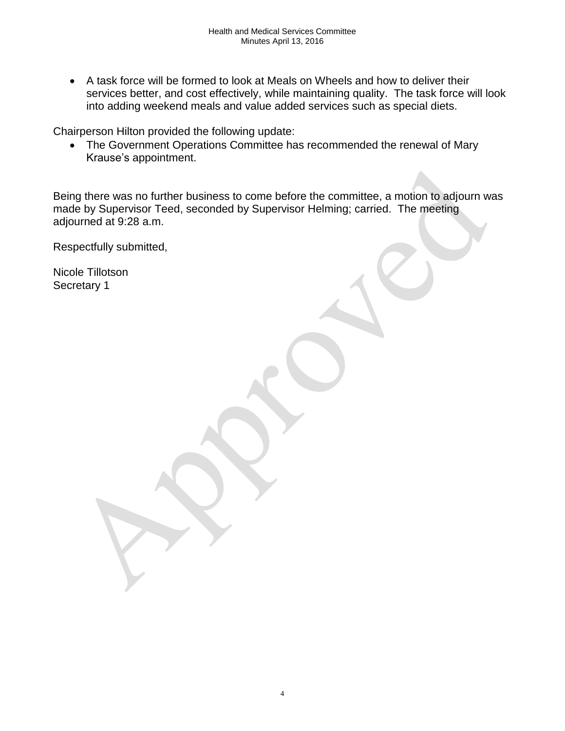- A task force will be formed to look at Meals on Wheels and how to deliver their services better, and cost effectively, while maintaining quality. The task force will look into adding weekend meals and value added services such as special diets.

Chairperson Hilton provided the following update:

- The Government Operations Committee has recommended the renewal of Mary Krause's appointment.

Being there was no further business to come before the committee, a motion to adjourn was made by Supervisor Teed, seconded by Supervisor Helming; carried. The meeting adjourned at 9:28 a.m.

Respectfully submitted,

Nicole Tillotson
Secretary 1